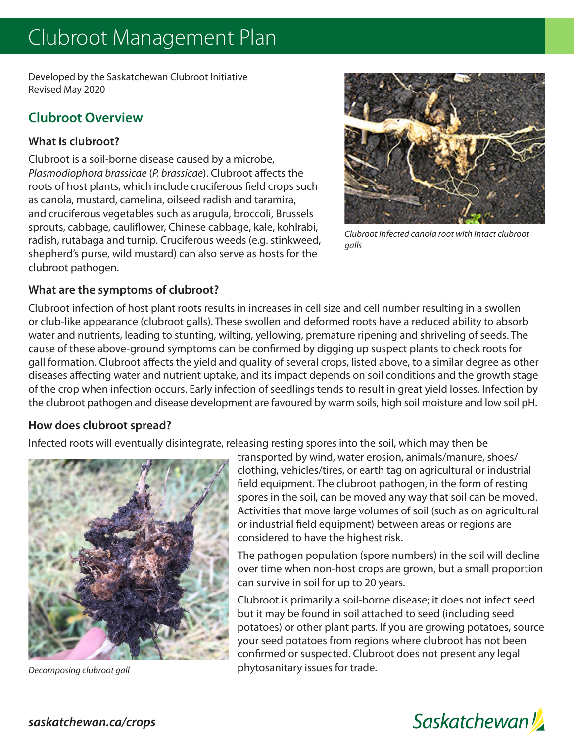# Clubroot Management Plan

Developed by the Saskatchewan Clubroot Initiative
Revised May 2020

## Clubroot Overview

### What is clubroot?

Clubroot is a soil-borne disease caused by a microbe, *Plasmodiophora brassicae* (*P. brassicae*). Clubroot affects the roots of host plants, which include cruciferous field crops such as canola, mustard, camelina, oilseed radish and taramira, and cruciferous vegetables such as arugula, broccoli, Brussels sprouts, cabbage, cauliflower, Chinese cabbage, kale, kohlrabi, radish, rutabaga and turnip. Cruciferous weeds (e.g. stinkweed, shepherd's purse, wild mustard) can also serve as hosts for the clubroot pathogen.

*Clubroot infected canola root with intact clubroot galls*

### What are the symptoms of clubroot?

Clubroot infection of host plant roots results in increases in cell size and cell number resulting in a swollen or club-like appearance (clubroot galls). These swollen and deformed roots have a reduced ability to absorb water and nutrients, leading to stunting, wilting, yellowing, premature ripening and shriveling of seeds. The cause of these above-ground symptoms can be confirmed by digging up suspect plants to check roots for gall formation. Clubroot affects the yield and quality of several crops, listed above, to a similar degree as other diseases affecting water and nutrient uptake, and its impact depends on soil conditions and the growth stage of the crop when infection occurs. Early infection of seedlings tends to result in great yield losses. Infection by the clubroot pathogen and disease development are favoured by warm soils, high soil moisture and low soil pH.

### How does clubroot spread?

Infected roots will eventually disintegrate, releasing resting spores into the soil, which may then be transported by wind, water erosion, animals/manure, shoes/clothing, vehicles/tires, or earth tag on agricultural or industrial field equipment. The clubroot pathogen, in the form of resting spores in the soil, can be moved any way that soil can be moved. Activities that move large volumes of soil (such as on agricultural or industrial field equipment) between areas or regions are considered to have the highest risk.

*Decomposing clubroot gall*

The pathogen population (spore numbers) in the soil will decline over time when non-host crops are grown, but a small proportion can survive in soil for up to 20 years.

Clubroot is primarily a soil-borne disease; it does not infect seed but it may be found in soil attached to seed (including seed potatoes) or other plant parts. If you are growing potatoes, source your seed potatoes from regions where clubroot has not been confirmed or suspected. Clubroot does not present any legal phytosanitary issues for trade.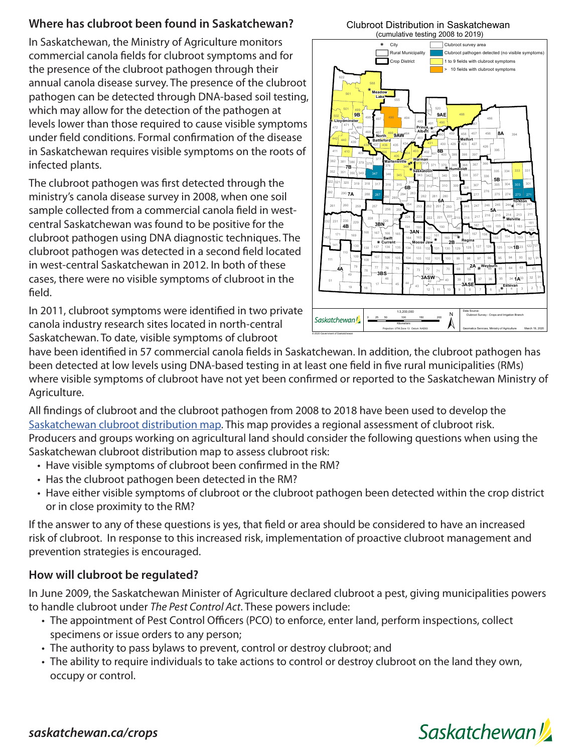## Where has clubroot been found in Saskatchewan?

In Saskatchewan, the Ministry of Agriculture monitors commercial canola fields for clubroot symptoms and for the presence of the clubroot pathogen through their annual canola disease survey. The presence of the clubroot pathogen can be detected through DNA-based soil testing, which may allow for the detection of the pathogen at levels lower than those required to cause visible symptoms under field conditions. Formal confirmation of the disease in Saskatchewan requires visible symptoms on the roots of infected plants.

The clubroot pathogen was first detected through the ministry's canola disease survey in 2008, when one soil sample collected from a commercial canola field in west-central Saskatchewan was found to be positive for the clubroot pathogen using DNA diagnostic techniques. The clubroot pathogen was detected in a second field located in west-central Saskatchewan in 2012. In both of these cases, there were no visible symptoms of clubroot in the field.

Clubroot Distribution in Saskatchewan
(cumulative testing 2008 to 2019)

City
Rural Municipality
Crop District
Clubroot survey area
Clubroot pathogen detected (no visible symptoms)
1 to 9 fields with clubroot symptoms
> 10 fields with clubroot symptoms

Meadow Lake
Lloydminster
North Battleford
Prince Albert
Melfort
Martensville
Warman
Saskatoon
Humboldt
Yorkton
Melville
Swift Current
Moose Jaw
Regina
Weyburn
Estevan

1A 1B 2A 2B 3AN 3ASE 3ASW 3BN 3BS 4A 4B 5A 5B 6A 6B 7A 7B 8A 8B 9AE 9AW 9B

Saskatchewan
1:3,200,000
0 25 50 100 150 200
Kilometers
Projection: UTM Zone 13 Datum: NAD83
N
Data Source:
Clubroot Survey - Crops and Irrigation Branch
Geomatics Services, Ministry of Agriculture
March 19, 2020
© 2020 Government of Saskatchewan

In 2011, clubroot symptoms were identified in two private canola industry research sites located in north-central Saskatchewan. To date, visible symptoms of clubroot have been identified in 57 commercial canola fields in Saskatchewan. In addition, the clubroot pathogen has been detected at low levels using DNA-based testing in at least one field in five rural municipalities (RMs) where visible symptoms of clubroot have not yet been confirmed or reported to the Saskatchewan Ministry of Agriculture.

All findings of clubroot and the clubroot pathogen from 2008 to 2018 have been used to develop the Saskatchewan clubroot distribution map. This map provides a regional assessment of clubroot risk. Producers and groups working on agricultural land should consider the following questions when using the Saskatchewan clubroot distribution map to assess clubroot risk:

- Have visible symptoms of clubroot been confirmed in the RM?
- Has the clubroot pathogen been detected in the RM?
- Have either visible symptoms of clubroot or the clubroot pathogen been detected within the crop district or in close proximity to the RM?

If the answer to any of these questions is yes, that field or area should be considered to have an increased risk of clubroot. In response to this increased risk, implementation of proactive clubroot management and prevention strategies is encouraged.

## How will clubroot be regulated?

In June 2009, the Saskatchewan Minister of Agriculture declared clubroot a pest, giving municipalities powers to handle clubroot under *The Pest Control Act*. These powers include:

- The appointment of Pest Control Officers (PCO) to enforce, enter land, perform inspections, collect specimens or issue orders to any person;
- The authority to pass bylaws to prevent, control or destroy clubroot; and
- The ability to require individuals to take actions to control or destroy clubroot on the land they own, occupy or control.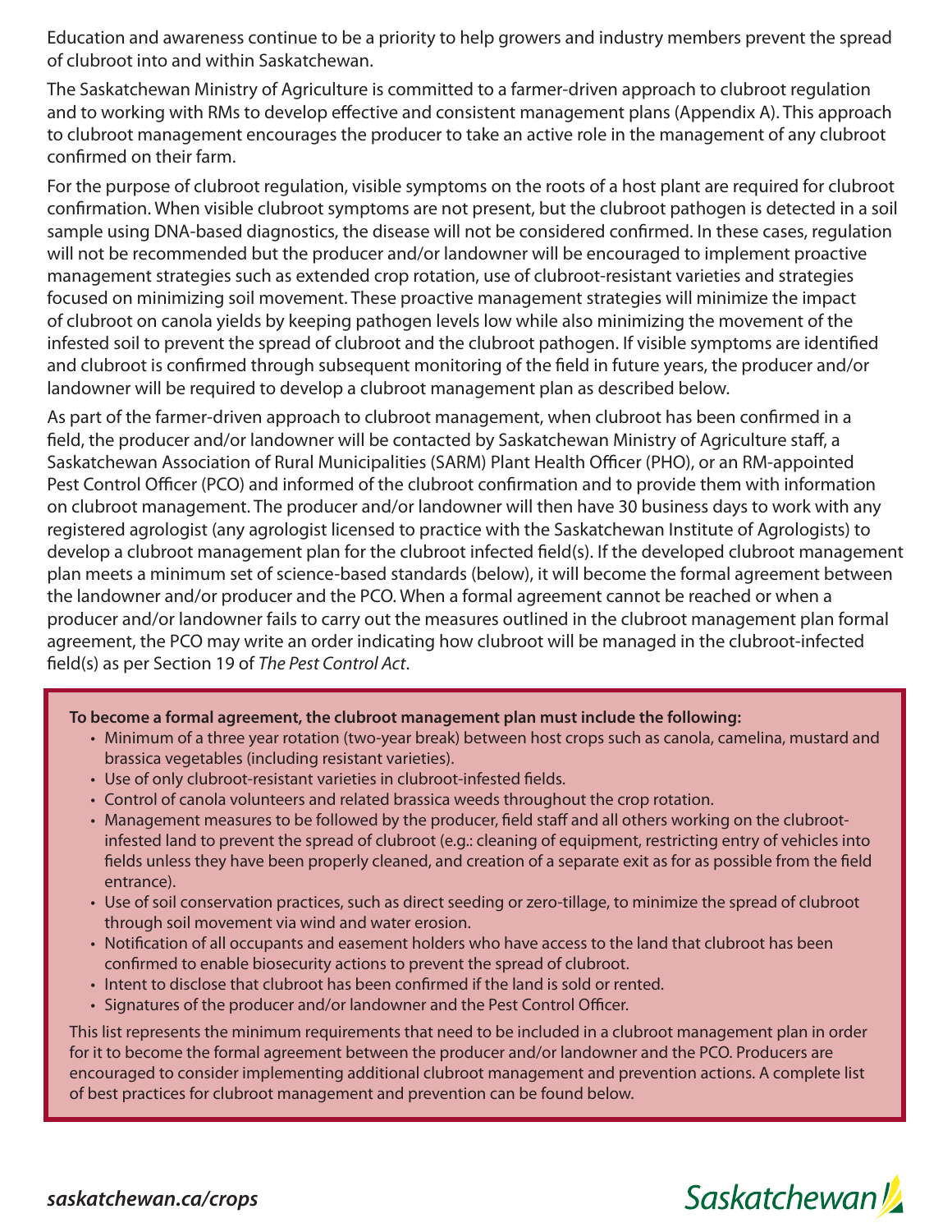Education and awareness continue to be a priority to help growers and industry members prevent the spread of clubroot into and within Saskatchewan.

The Saskatchewan Ministry of Agriculture is committed to a farmer-driven approach to clubroot regulation and to working with RMs to develop effective and consistent management plans (Appendix A). This approach to clubroot management encourages the producer to take an active role in the management of any clubroot confirmed on their farm.

For the purpose of clubroot regulation, visible symptoms on the roots of a host plant are required for clubroot confirmation. When visible clubroot symptoms are not present, but the clubroot pathogen is detected in a soil sample using DNA-based diagnostics, the disease will not be considered confirmed. In these cases, regulation will not be recommended but the producer and/or landowner will be encouraged to implement proactive management strategies such as extended crop rotation, use of clubroot-resistant varieties and strategies focused on minimizing soil movement. These proactive management strategies will minimize the impact of clubroot on canola yields by keeping pathogen levels low while also minimizing the movement of the infested soil to prevent the spread of clubroot and the clubroot pathogen. If visible symptoms are identified and clubroot is confirmed through subsequent monitoring of the field in future years, the producer and/or landowner will be required to develop a clubroot management plan as described below.

As part of the farmer-driven approach to clubroot management, when clubroot has been confirmed in a field, the producer and/or landowner will be contacted by Saskatchewan Ministry of Agriculture staff, a Saskatchewan Association of Rural Municipalities (SARM) Plant Health Officer (PHO), or an RM-appointed Pest Control Officer (PCO) and informed of the clubroot confirmation and to provide them with information on clubroot management. The producer and/or landowner will then have 30 business days to work with any registered agrologist (any agrologist licensed to practice with the Saskatchewan Institute of Agrologists) to develop a clubroot management plan for the clubroot infected field(s). If the developed clubroot management plan meets a minimum set of science-based standards (below), it will become the formal agreement between the landowner and/or producer and the PCO. When a formal agreement cannot be reached or when a producer and/or landowner fails to carry out the measures outlined in the clubroot management plan formal agreement, the PCO may write an order indicating how clubroot will be managed in the clubroot-infected field(s) as per Section 19 of *The Pest Control Act*.

**To become a formal agreement, the clubroot management plan must include the following:**

- Minimum of a three year rotation (two-year break) between host crops such as canola, camelina, mustard and brassica vegetables (including resistant varieties).
- Use of only clubroot-resistant varieties in clubroot-infested fields.
- Control of canola volunteers and related brassica weeds throughout the crop rotation.
- Management measures to be followed by the producer, field staff and all others working on the clubroot-infested land to prevent the spread of clubroot (e.g.: cleaning of equipment, restricting entry of vehicles into fields unless they have been properly cleaned, and creation of a separate exit as for as possible from the field entrance).
- Use of soil conservation practices, such as direct seeding or zero-tillage, to minimize the spread of clubroot through soil movement via wind and water erosion.
- Notification of all occupants and easement holders who have access to the land that clubroot has been confirmed to enable biosecurity actions to prevent the spread of clubroot.
- Intent to disclose that clubroot has been confirmed if the land is sold or rented.
- Signatures of the producer and/or landowner and the Pest Control Officer.

This list represents the minimum requirements that need to be included in a clubroot management plan in order for it to become the formal agreement between the producer and/or landowner and the PCO. Producers are encouraged to consider implementing additional clubroot management and prevention actions. A complete list of best practices for clubroot management and prevention can be found below.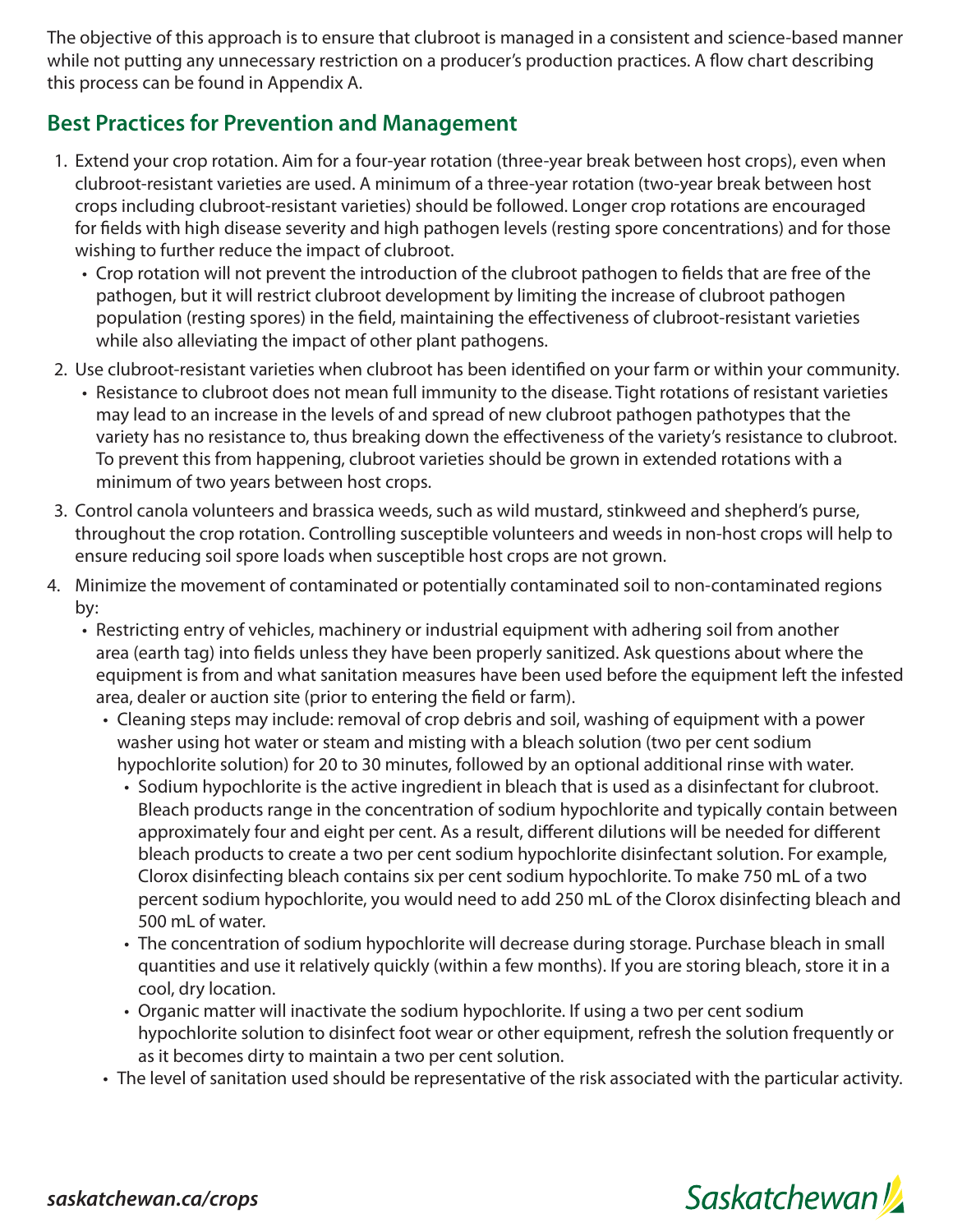The objective of this approach is to ensure that clubroot is managed in a consistent and science-based manner while not putting any unnecessary restriction on a producer's production practices. A flow chart describing this process can be found in Appendix A.

## Best Practices for Prevention and Management

1. Extend your crop rotation. Aim for a four-year rotation (three-year break between host crops), even when clubroot-resistant varieties are used. A minimum of a three-year rotation (two-year break between host crops including clubroot-resistant varieties) should be followed. Longer crop rotations are encouraged for fields with high disease severity and high pathogen levels (resting spore concentrations) and for those wishing to further reduce the impact of clubroot.
   - Crop rotation will not prevent the introduction of the clubroot pathogen to fields that are free of the pathogen, but it will restrict clubroot development by limiting the increase of clubroot pathogen population (resting spores) in the field, maintaining the effectiveness of clubroot-resistant varieties while also alleviating the impact of other plant pathogens.
2. Use clubroot-resistant varieties when clubroot has been identified on your farm or within your community.
   - Resistance to clubroot does not mean full immunity to the disease. Tight rotations of resistant varieties may lead to an increase in the levels of and spread of new clubroot pathogen pathotypes that the variety has no resistance to, thus breaking down the effectiveness of the variety's resistance to clubroot. To prevent this from happening, clubroot varieties should be grown in extended rotations with a minimum of two years between host crops.
3. Control canola volunteers and brassica weeds, such as wild mustard, stinkweed and shepherd's purse, throughout the crop rotation. Controlling susceptible volunteers and weeds in non-host crops will help to ensure reducing soil spore loads when susceptible host crops are not grown.
4. Minimize the movement of contaminated or potentially contaminated soil to non-contaminated regions by:
   - Restricting entry of vehicles, machinery or industrial equipment with adhering soil from another area (earth tag) into fields unless they have been properly sanitized. Ask questions about where the equipment is from and what sanitation measures have been used before the equipment left the infested area, dealer or auction site (prior to entering the field or farm).
     - Cleaning steps may include: removal of crop debris and soil, washing of equipment with a power washer using hot water or steam and misting with a bleach solution (two per cent sodium hypochlorite solution) for 20 to 30 minutes, followed by an optional additional rinse with water.
       - Sodium hypochlorite is the active ingredient in bleach that is used as a disinfectant for clubroot. Bleach products range in the concentration of sodium hypochlorite and typically contain between approximately four and eight per cent. As a result, different dilutions will be needed for different bleach products to create a two per cent sodium hypochlorite disinfectant solution. For example, Clorox disinfecting bleach contains six per cent sodium hypochlorite. To make 750 mL of a two percent sodium hypochlorite, you would need to add 250 mL of the Clorox disinfecting bleach and 500 mL of water.
       - The concentration of sodium hypochlorite will decrease during storage. Purchase bleach in small quantities and use it relatively quickly (within a few months). If you are storing bleach, store it in a cool, dry location.
       - Organic matter will inactivate the sodium hypochlorite. If using a two per cent sodium hypochlorite solution to disinfect foot wear or other equipment, refresh the solution frequently or as it becomes dirty to maintain a two per cent solution.
     - The level of sanitation used should be representative of the risk associated with the particular activity.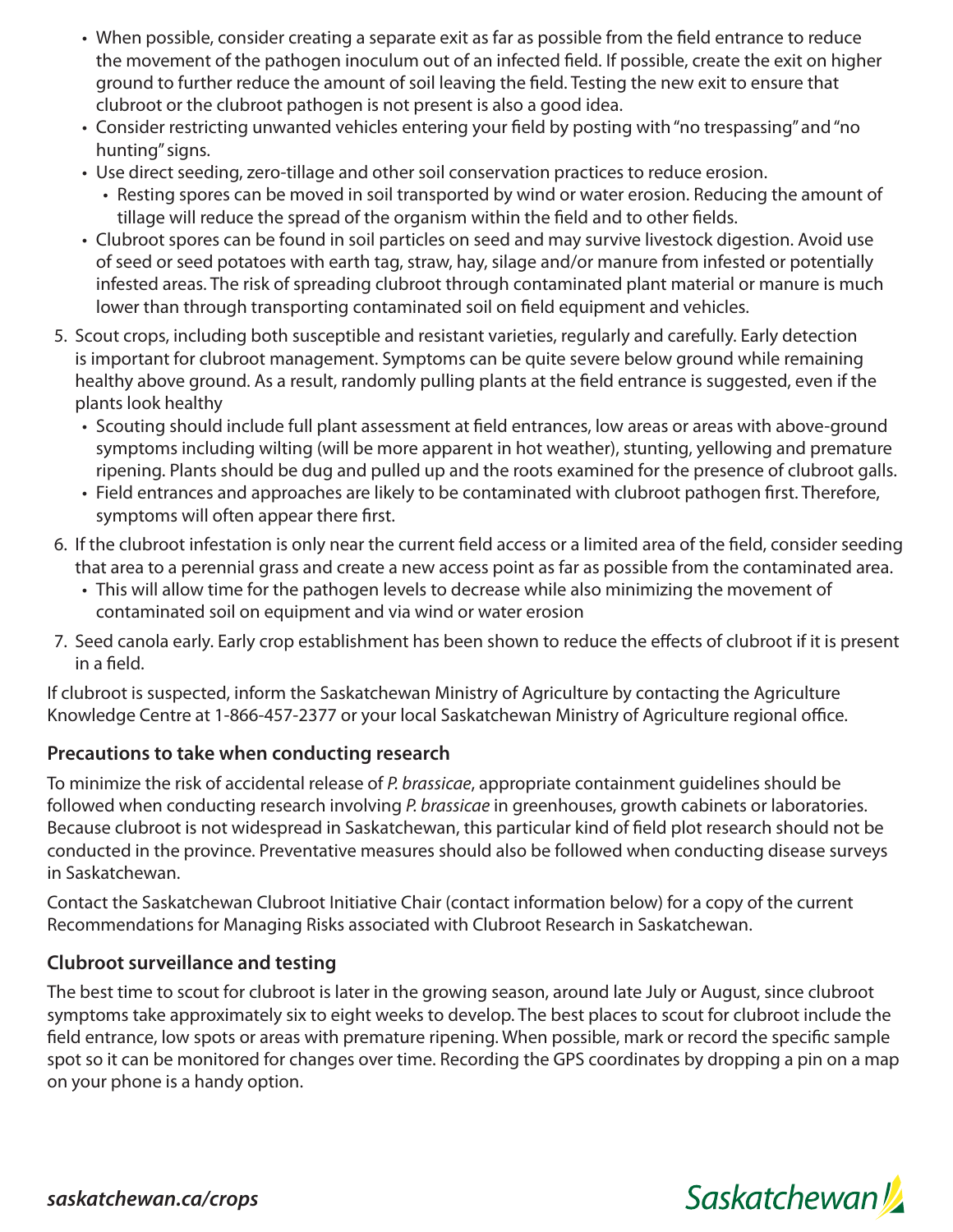- When possible, consider creating a separate exit as far as possible from the field entrance to reduce the movement of the pathogen inoculum out of an infected field. If possible, create the exit on higher ground to further reduce the amount of soil leaving the field. Testing the new exit to ensure that clubroot or the clubroot pathogen is not present is also a good idea.
- Consider restricting unwanted vehicles entering your field by posting with "no trespassing" and "no hunting" signs.
- Use direct seeding, zero-tillage and other soil conservation practices to reduce erosion.
  - Resting spores can be moved in soil transported by wind or water erosion. Reducing the amount of tillage will reduce the spread of the organism within the field and to other fields.
- Clubroot spores can be found in soil particles on seed and may survive livestock digestion. Avoid use of seed or seed potatoes with earth tag, straw, hay, silage and/or manure from infested or potentially infested areas. The risk of spreading clubroot through contaminated plant material or manure is much lower than through transporting contaminated soil on field equipment and vehicles.

5. Scout crops, including both susceptible and resistant varieties, regularly and carefully. Early detection is important for clubroot management. Symptoms can be quite severe below ground while remaining healthy above ground. As a result, randomly pulling plants at the field entrance is suggested, even if the plants look healthy
   - Scouting should include full plant assessment at field entrances, low areas or areas with above-ground symptoms including wilting (will be more apparent in hot weather), stunting, yellowing and premature ripening. Plants should be dug and pulled up and the roots examined for the presence of clubroot galls.
   - Field entrances and approaches are likely to be contaminated with clubroot pathogen first. Therefore, symptoms will often appear there first.
6. If the clubroot infestation is only near the current field access or a limited area of the field, consider seeding that area to a perennial grass and create a new access point as far as possible from the contaminated area.
   - This will allow time for the pathogen levels to decrease while also minimizing the movement of contaminated soil on equipment and via wind or water erosion
7. Seed canola early. Early crop establishment has been shown to reduce the effects of clubroot if it is present in a field.

If clubroot is suspected, inform the Saskatchewan Ministry of Agriculture by contacting the Agriculture Knowledge Centre at 1-866-457-2377 or your local Saskatchewan Ministry of Agriculture regional office.

### Precautions to take when conducting research

To minimize the risk of accidental release of *P. brassicae*, appropriate containment guidelines should be followed when conducting research involving *P. brassicae* in greenhouses, growth cabinets or laboratories. Because clubroot is not widespread in Saskatchewan, this particular kind of field plot research should not be conducted in the province. Preventative measures should also be followed when conducting disease surveys in Saskatchewan.

Contact the Saskatchewan Clubroot Initiative Chair (contact information below) for a copy of the current Recommendations for Managing Risks associated with Clubroot Research in Saskatchewan.

### Clubroot surveillance and testing

The best time to scout for clubroot is later in the growing season, around late July or August, since clubroot symptoms take approximately six to eight weeks to develop. The best places to scout for clubroot include the field entrance, low spots or areas with premature ripening. When possible, mark or record the specific sample spot so it can be monitored for changes over time. Recording the GPS coordinates by dropping a pin on a map on your phone is a handy option.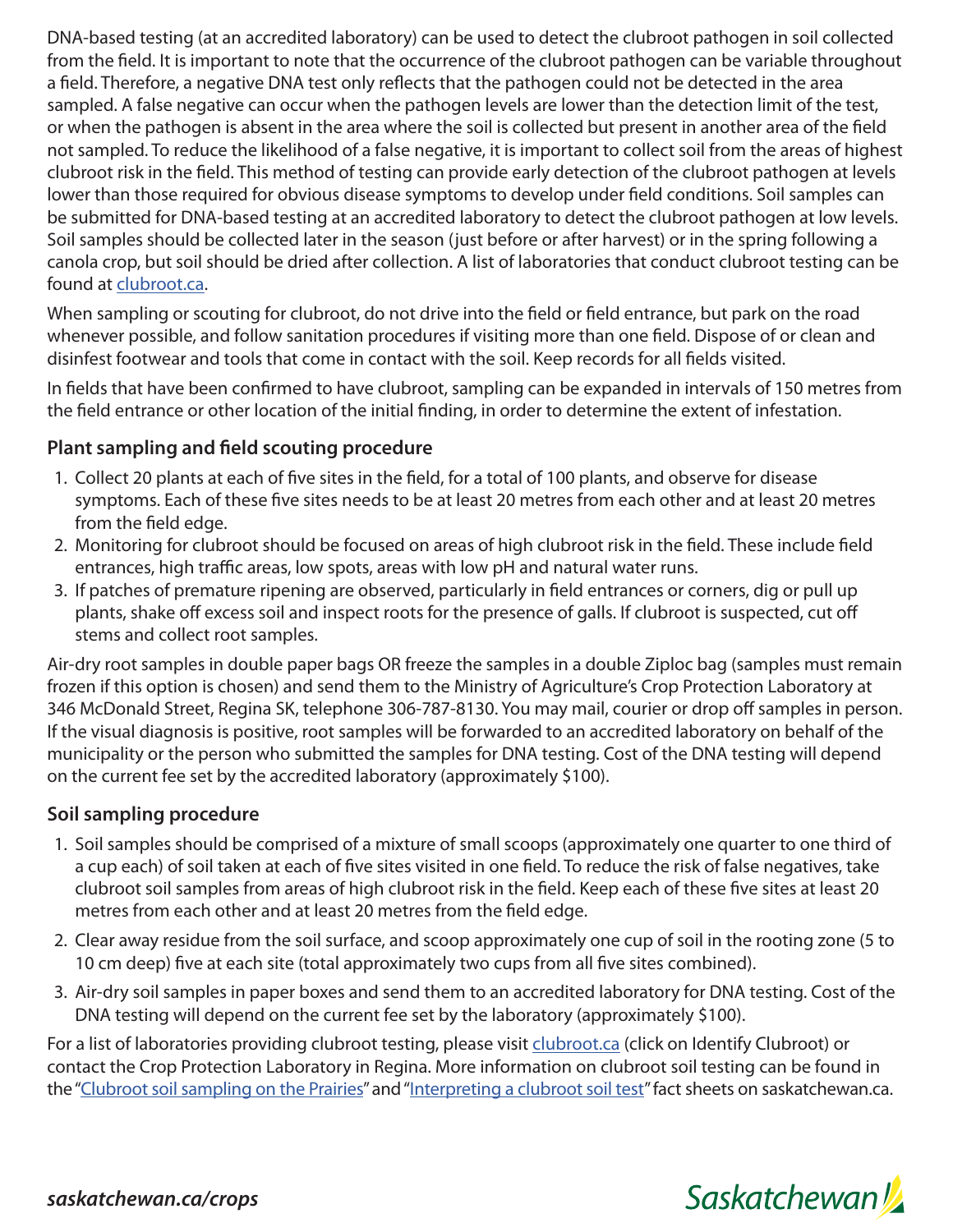DNA-based testing (at an accredited laboratory) can be used to detect the clubroot pathogen in soil collected from the field. It is important to note that the occurrence of the clubroot pathogen can be variable throughout a field. Therefore, a negative DNA test only reflects that the pathogen could not be detected in the area sampled. A false negative can occur when the pathogen levels are lower than the detection limit of the test, or when the pathogen is absent in the area where the soil is collected but present in another area of the field not sampled. To reduce the likelihood of a false negative, it is important to collect soil from the areas of highest clubroot risk in the field. This method of testing can provide early detection of the clubroot pathogen at levels lower than those required for obvious disease symptoms to develop under field conditions. Soil samples can be submitted for DNA-based testing at an accredited laboratory to detect the clubroot pathogen at low levels. Soil samples should be collected later in the season (just before or after harvest) or in the spring following a canola crop, but soil should be dried after collection. A list of laboratories that conduct clubroot testing can be found at [clubroot.ca](clubroot.ca).

When sampling or scouting for clubroot, do not drive into the field or field entrance, but park on the road whenever possible, and follow sanitation procedures if visiting more than one field. Dispose of or clean and disinfest footwear and tools that come in contact with the soil. Keep records for all fields visited.

In fields that have been confirmed to have clubroot, sampling can be expanded in intervals of 150 metres from the field entrance or other location of the initial finding, in order to determine the extent of infestation.

### Plant sampling and field scouting procedure

1. Collect 20 plants at each of five sites in the field, for a total of 100 plants, and observe for disease symptoms. Each of these five sites needs to be at least 20 metres from each other and at least 20 metres from the field edge.
2. Monitoring for clubroot should be focused on areas of high clubroot risk in the field. These include field entrances, high traffic areas, low spots, areas with low pH and natural water runs.
3. If patches of premature ripening are observed, particularly in field entrances or corners, dig or pull up plants, shake off excess soil and inspect roots for the presence of galls. If clubroot is suspected, cut off stems and collect root samples.

Air-dry root samples in double paper bags OR freeze the samples in a double Ziploc bag (samples must remain frozen if this option is chosen) and send them to the Ministry of Agriculture's Crop Protection Laboratory at 346 McDonald Street, Regina SK, telephone 306-787-8130. You may mail, courier or drop off samples in person. If the visual diagnosis is positive, root samples will be forwarded to an accredited laboratory on behalf of the municipality or the person who submitted the samples for DNA testing. Cost of the DNA testing will depend on the current fee set by the accredited laboratory (approximately $100).

### Soil sampling procedure

1. Soil samples should be comprised of a mixture of small scoops (approximately one quarter to one third of a cup each) of soil taken at each of five sites visited in one field. To reduce the risk of false negatives, take clubroot soil samples from areas of high clubroot risk in the field. Keep each of these five sites at least 20 metres from each other and at least 20 metres from the field edge.
2. Clear away residue from the soil surface, and scoop approximately one cup of soil in the rooting zone (5 to 10 cm deep) five at each site (total approximately two cups from all five sites combined).
3. Air-dry soil samples in paper boxes and send them to an accredited laboratory for DNA testing. Cost of the DNA testing will depend on the current fee set by the laboratory (approximately $100).

For a list of laboratories providing clubroot testing, please visit [clubroot.ca](clubroot.ca) (click on Identify Clubroot) or contact the Crop Protection Laboratory in Regina. More information on clubroot soil testing can be found in the "Clubroot soil sampling on the Prairies" and "Interpreting a clubroot soil test" fact sheets on saskatchewan.ca.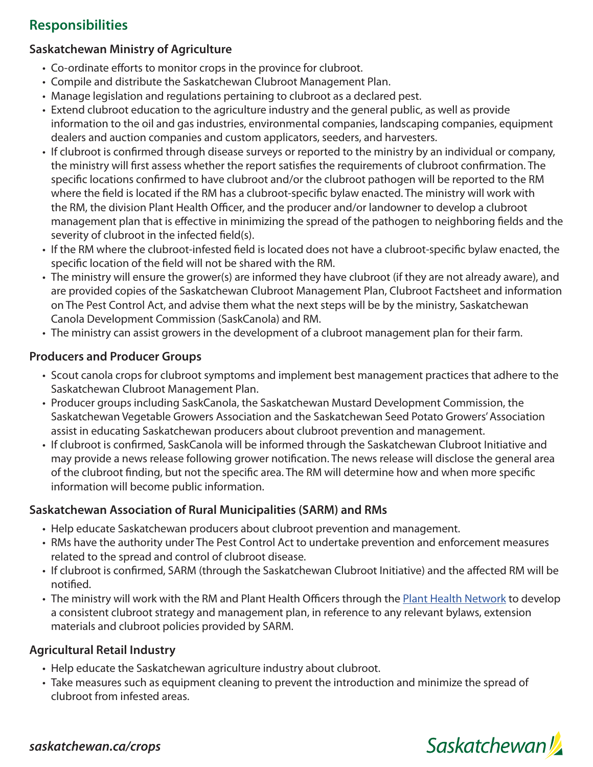## Responsibilities

### Saskatchewan Ministry of Agriculture

- Co-ordinate efforts to monitor crops in the province for clubroot.
- Compile and distribute the Saskatchewan Clubroot Management Plan.
- Manage legislation and regulations pertaining to clubroot as a declared pest.
- Extend clubroot education to the agriculture industry and the general public, as well as provide information to the oil and gas industries, environmental companies, landscaping companies, equipment dealers and auction companies and custom applicators, seeders, and harvesters.
- If clubroot is confirmed through disease surveys or reported to the ministry by an individual or company, the ministry will first assess whether the report satisfies the requirements of clubroot confirmation. The specific locations confirmed to have clubroot and/or the clubroot pathogen will be reported to the RM where the field is located if the RM has a clubroot-specific bylaw enacted. The ministry will work with the RM, the division Plant Health Officer, and the producer and/or landowner to develop a clubroot management plan that is effective in minimizing the spread of the pathogen to neighboring fields and the severity of clubroot in the infected field(s).
- If the RM where the clubroot-infested field is located does not have a clubroot-specific bylaw enacted, the specific location of the field will not be shared with the RM.
- The ministry will ensure the grower(s) are informed they have clubroot (if they are not already aware), and are provided copies of the Saskatchewan Clubroot Management Plan, Clubroot Factsheet and information on The Pest Control Act, and advise them what the next steps will be by the ministry, Saskatchewan Canola Development Commission (SaskCanola) and RM.
- The ministry can assist growers in the development of a clubroot management plan for their farm.

### Producers and Producer Groups

- Scout canola crops for clubroot symptoms and implement best management practices that adhere to the Saskatchewan Clubroot Management Plan.
- Producer groups including SaskCanola, the Saskatchewan Mustard Development Commission, the Saskatchewan Vegetable Growers Association and the Saskatchewan Seed Potato Growers' Association assist in educating Saskatchewan producers about clubroot prevention and management.
- If clubroot is confirmed, SaskCanola will be informed through the Saskatchewan Clubroot Initiative and may provide a news release following grower notification. The news release will disclose the general area of the clubroot finding, but not the specific area. The RM will determine how and when more specific information will become public information.

### Saskatchewan Association of Rural Municipalities (SARM) and RMs

- Help educate Saskatchewan producers about clubroot prevention and management.
- RMs have the authority under The Pest Control Act to undertake prevention and enforcement measures related to the spread and control of clubroot disease.
- If clubroot is confirmed, SARM (through the Saskatchewan Clubroot Initiative) and the affected RM will be notified.
- The ministry will work with the RM and Plant Health Officers through the Plant Health Network to develop a consistent clubroot strategy and management plan, in reference to any relevant bylaws, extension materials and clubroot policies provided by SARM.

### Agricultural Retail Industry

- Help educate the Saskatchewan agriculture industry about clubroot.
- Take measures such as equipment cleaning to prevent the introduction and minimize the spread of clubroot from infested areas.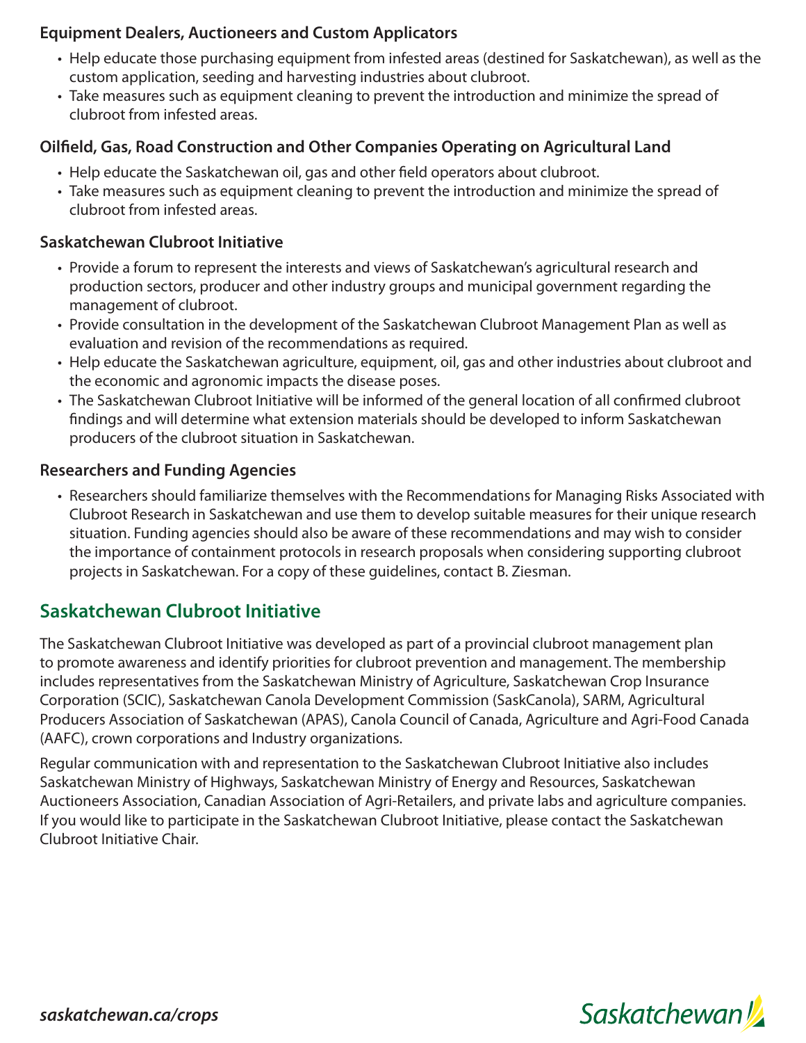### Equipment Dealers, Auctioneers and Custom Applicators

- Help educate those purchasing equipment from infested areas (destined for Saskatchewan), as well as the custom application, seeding and harvesting industries about clubroot.
- Take measures such as equipment cleaning to prevent the introduction and minimize the spread of clubroot from infested areas.

### Oilfield, Gas, Road Construction and Other Companies Operating on Agricultural Land

- Help educate the Saskatchewan oil, gas and other field operators about clubroot.
- Take measures such as equipment cleaning to prevent the introduction and minimize the spread of clubroot from infested areas.

### Saskatchewan Clubroot Initiative

- Provide a forum to represent the interests and views of Saskatchewan's agricultural research and production sectors, producer and other industry groups and municipal government regarding the management of clubroot.
- Provide consultation in the development of the Saskatchewan Clubroot Management Plan as well as evaluation and revision of the recommendations as required.
- Help educate the Saskatchewan agriculture, equipment, oil, gas and other industries about clubroot and the economic and agronomic impacts the disease poses.
- The Saskatchewan Clubroot Initiative will be informed of the general location of all confirmed clubroot findings and will determine what extension materials should be developed to inform Saskatchewan producers of the clubroot situation in Saskatchewan.

### Researchers and Funding Agencies

- Researchers should familiarize themselves with the Recommendations for Managing Risks Associated with Clubroot Research in Saskatchewan and use them to develop suitable measures for their unique research situation. Funding agencies should also be aware of these recommendations and may wish to consider the importance of containment protocols in research proposals when considering supporting clubroot projects in Saskatchewan. For a copy of these guidelines, contact B. Ziesman.

## Saskatchewan Clubroot Initiative

The Saskatchewan Clubroot Initiative was developed as part of a provincial clubroot management plan to promote awareness and identify priorities for clubroot prevention and management. The membership includes representatives from the Saskatchewan Ministry of Agriculture, Saskatchewan Crop Insurance Corporation (SCIC), Saskatchewan Canola Development Commission (SaskCanola), SARM, Agricultural Producers Association of Saskatchewan (APAS), Canola Council of Canada, Agriculture and Agri-Food Canada (AAFC), crown corporations and Industry organizations.

Regular communication with and representation to the Saskatchewan Clubroot Initiative also includes Saskatchewan Ministry of Highways, Saskatchewan Ministry of Energy and Resources, Saskatchewan Auctioneers Association, Canadian Association of Agri-Retailers, and private labs and agriculture companies. If you would like to participate in the Saskatchewan Clubroot Initiative, please contact the Saskatchewan Clubroot Initiative Chair.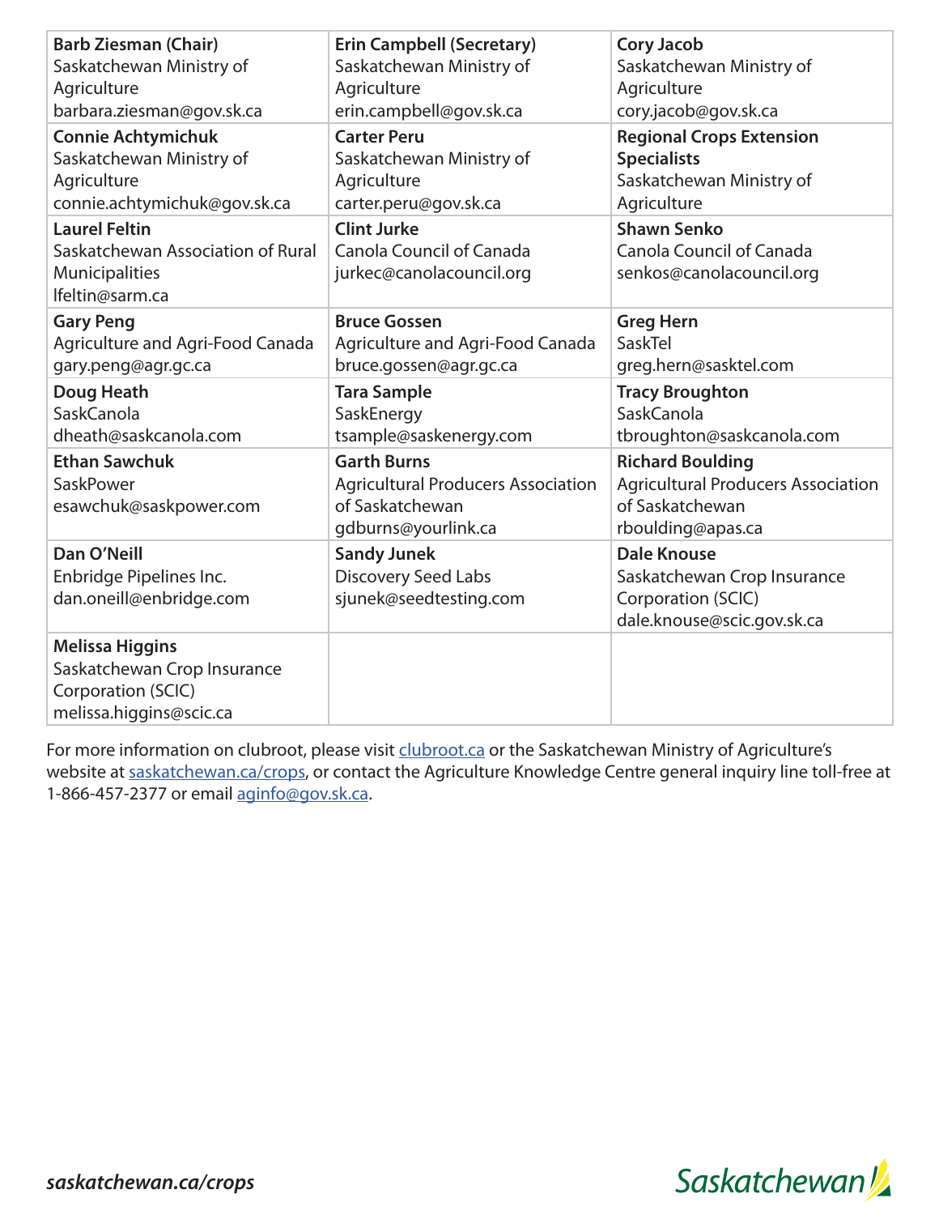| | | |
|---|---|---|
| **Barb Ziesman (Chair)**<br>Saskatchewan Ministry of Agriculture<br>barbara.ziesman@gov.sk.ca | **Erin Campbell (Secretary)**<br>Saskatchewan Ministry of Agriculture<br>erin.campbell@gov.sk.ca | **Cory Jacob**<br>Saskatchewan Ministry of Agriculture<br>cory.jacob@gov.sk.ca |
| **Connie Achtymichuk**<br>Saskatchewan Ministry of Agriculture<br>connie.achtymichuk@gov.sk.ca | **Carter Peru**<br>Saskatchewan Ministry of Agriculture<br>carter.peru@gov.sk.ca | **Regional Crops Extension Specialists**<br>Saskatchewan Ministry of Agriculture |
| **Laurel Feltin**<br>Saskatchewan Association of Rural Municipalities<br>lfeltin@sarm.ca | **Clint Jurke**<br>Canola Council of Canada<br>jurkec@canolacouncil.org | **Shawn Senko**<br>Canola Council of Canada<br>senkos@canolacouncil.org |
| **Gary Peng**<br>Agriculture and Agri-Food Canada<br>gary.peng@agr.gc.ca | **Bruce Gossen**<br>Agriculture and Agri-Food Canada<br>bruce.gossen@agr.gc.ca | **Greg Hern**<br>SaskTel<br>greg.hern@sasktel.com |
| **Doug Heath**<br>SaskCanola<br>dheath@saskcanola.com | **Tara Sample**<br>SaskEnergy<br>tsample@saskenergy.com | **Tracy Broughton**<br>SaskCanola<br>tbroughton@saskcanola.com |
| **Ethan Sawchuk**<br>SaskPower<br>esawchuk@saskpower.com | **Garth Burns**<br>Agricultural Producers Association of Saskatchewan<br>gdburns@yourlink.ca | **Richard Boulding**<br>Agricultural Producers Association of Saskatchewan<br>rboulding@apas.ca |
| **Dan O'Neill**<br>Enbridge Pipelines Inc.<br>dan.oneill@enbridge.com | **Sandy Junek**<br>Discovery Seed Labs<br>sjunek@seedtesting.com | **Dale Knouse**<br>Saskatchewan Crop Insurance Corporation (SCIC)<br>dale.knouse@scic.gov.sk.ca |
| **Melissa Higgins**<br>Saskatchewan Crop Insurance Corporation (SCIC)<br>melissa.higgins@scic.ca | | |

For more information on clubroot, please visit clubroot.ca or the Saskatchewan Ministry of Agriculture's website at saskatchewan.ca/crops, or contact the Agriculture Knowledge Centre general inquiry line toll-free at 1-866-457-2377 or email aginfo@gov.sk.ca.

*saskatchewan.ca/crops*

Saskatchewan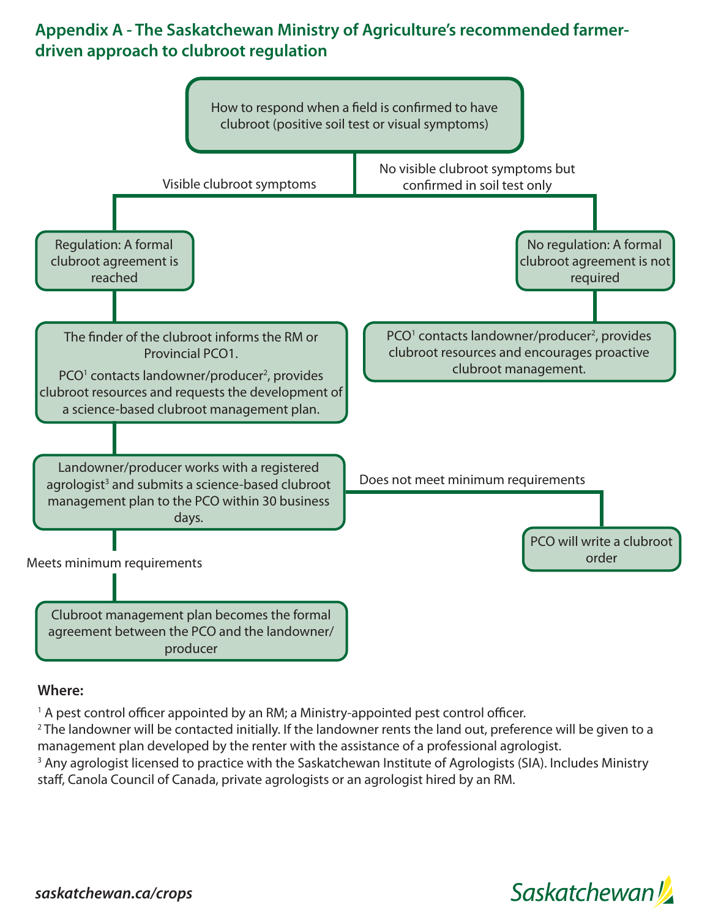## Appendix A - The Saskatchewan Ministry of Agriculture's recommended farmer-driven approach to clubroot regulation

How to respond when a field is confirmed to have clubroot (positive soil test or visual symptoms)

Visible clubroot symptoms

No visible clubroot symptoms but confirmed in soil test only

Regulation: A formal clubroot agreement is reached

No regulation: A formal clubroot agreement is not required

The finder of the clubroot informs the RM or Provincial PCO1.

PCO[1] contacts landowner/producer[2], provides clubroot resources and requests the development of a science-based clubroot management plan.

PCO[1] contacts landowner/producer[2], provides clubroot resources and encourages proactive clubroot management.

Landowner/producer works with a registered agrologist[3] and submits a science-based clubroot management plan to the PCO within 30 business days.

Does not meet minimum requirements

PCO will write a clubroot order

Meets minimum requirements

Clubroot management plan becomes the formal agreement between the PCO and the landowner/producer

**Where:**

[1] A pest control officer appointed by an RM; a Ministry-appointed pest control officer.

[2] The landowner will be contacted initially. If the landowner rents the land out, preference will be given to a management plan developed by the renter with the assistance of a professional agrologist.

[3] Any agrologist licensed to practice with the Saskatchewan Institute of Agrologists (SIA). Includes Ministry staff, Canola Council of Canada, private agrologists or an agrologist hired by an RM.

*saskatchewan.ca/crops*

Saskatchewan